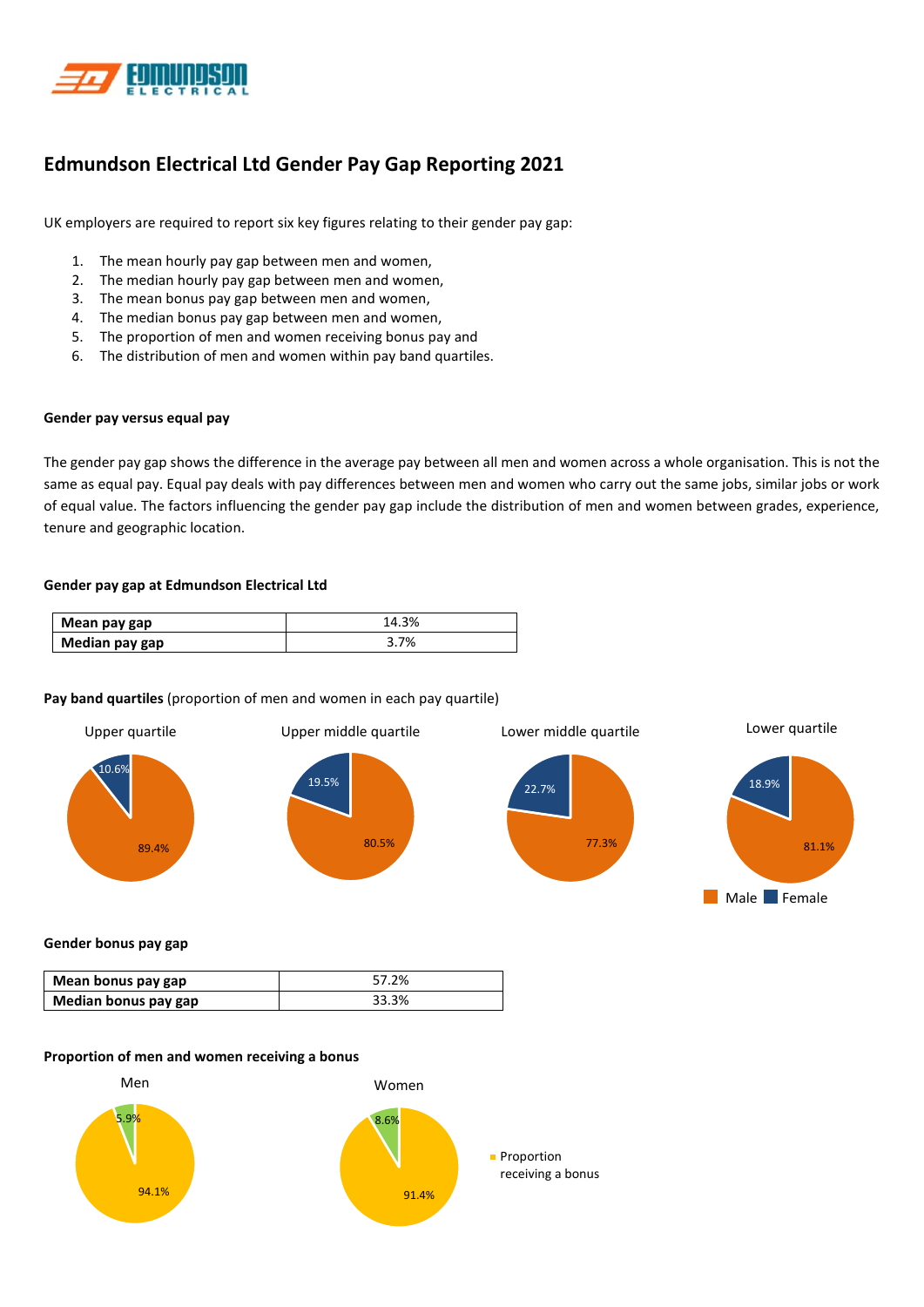# Edmundson Electrical Ltd Gender Pay Gap Reporting 2021

UK employers are required to report six key figures relating to their gender pay gap:

1. The mean hourly pay gap between men and women,
2. The median hourly pay gap between men and women,
3. The mean bonus pay gap between men and women,
4. The median bonus pay gap between men and women,
5. The proportion of men and women receiving bonus pay and
6. The distribution of men and women within pay band quartiles.

**Gender pay versus equal pay**

The gender pay gap shows the difference in the average pay between all men and women across a whole organisation. This is not the same as equal pay. Equal pay deals with pay differences between men and women who carry out the same jobs, similar jobs or work of equal value. The factors influencing the gender pay gap include the distribution of men and women between grades, experience, tenure and geographic location.

**Gender pay gap at Edmundson Electrical Ltd**

| | |
|---|---|
| **Mean pay gap** | 14.3% |
| **Median pay gap** | 3.7% |

**Pay band quartiles** (proportion of men and women in each pay quartile)

Upper quartile
10.6%
89.4%

Upper middle quartile
19.5%
80.5%

Lower middle quartile
22.7%
77.3%

Lower quartile
18.9%
81.1%

Male Female

**Gender bonus pay gap**

| | |
|---|---|
| **Mean bonus pay gap** | 57.2% |
| **Median bonus pay gap** | 33.3% |

**Proportion of men and women receiving a bonus**

Men
5.9%
94.1%

Women
8.6%
91.4%

Proportion receiving a bonus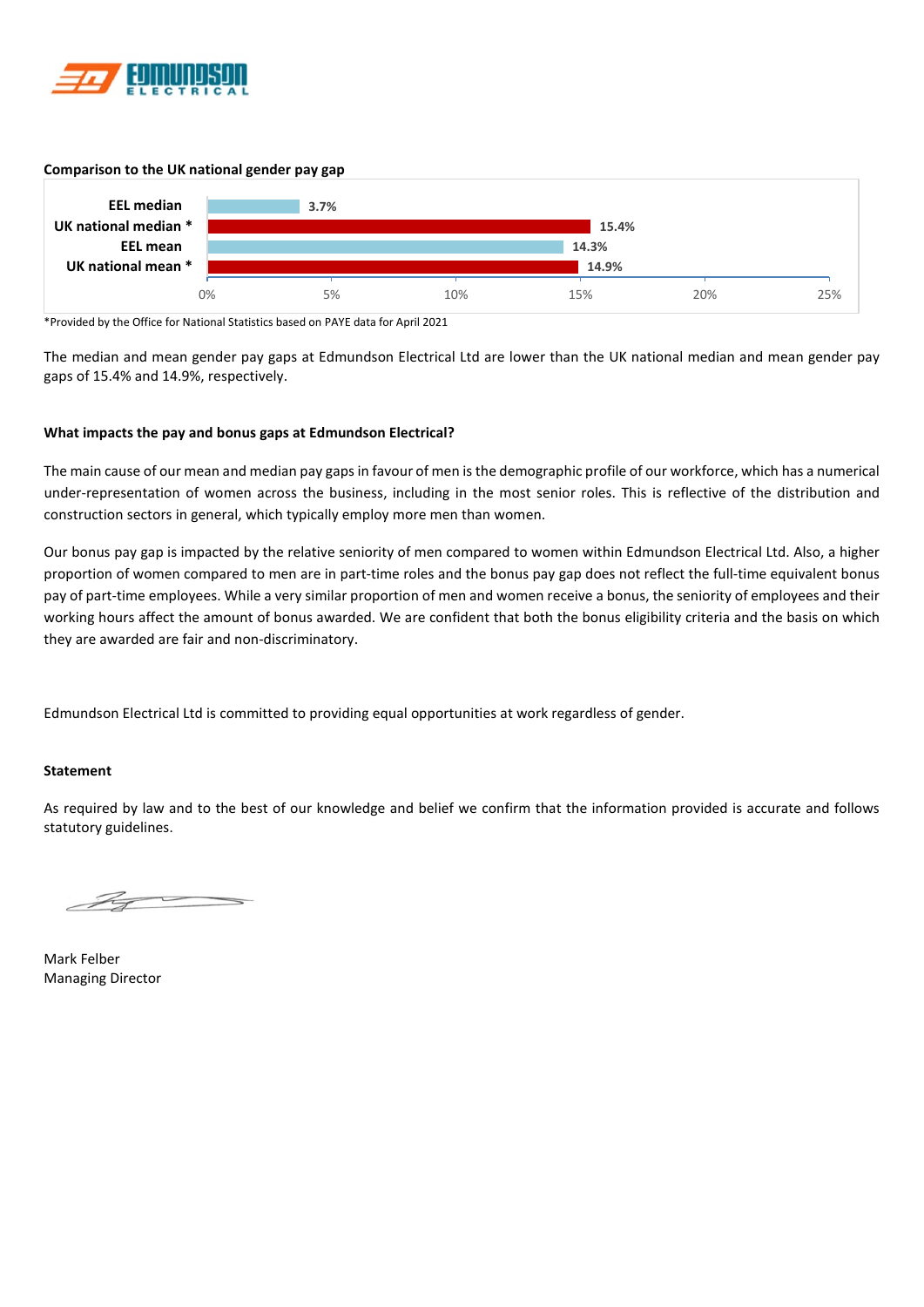**Comparison to the UK national gender pay gap**

EEL median 3.7%
UK national median * 15.4%
EEL mean 14.3%
UK national mean * 14.9%

0% 5% 10% 15% 20% 25%

*Provided by the Office for National Statistics based on PAYE data for April 2021

The median and mean gender pay gaps at Edmundson Electrical Ltd are lower than the UK national median and mean gender pay gaps of 15.4% and 14.9%, respectively.

**What impacts the pay and bonus gaps at Edmundson Electrical?**

The main cause of our mean and median pay gaps in favour of men is the demographic profile of our workforce, which has a numerical under-representation of women across the business, including in the most senior roles. This is reflective of the distribution and construction sectors in general, which typically employ more men than women.

Our bonus pay gap is impacted by the relative seniority of men compared to women within Edmundson Electrical Ltd. Also, a higher proportion of women compared to men are in part-time roles and the bonus pay gap does not reflect the full-time equivalent bonus pay of part-time employees. While a very similar proportion of men and women receive a bonus, the seniority of employees and their working hours affect the amount of bonus awarded. We are confident that both the bonus eligibility criteria and the basis on which they are awarded are fair and non-discriminatory.

Edmundson Electrical Ltd is committed to providing equal opportunities at work regardless of gender.

**Statement**

As required by law and to the best of our knowledge and belief we confirm that the information provided is accurate and follows statutory guidelines.

Mark Felber
Managing Director